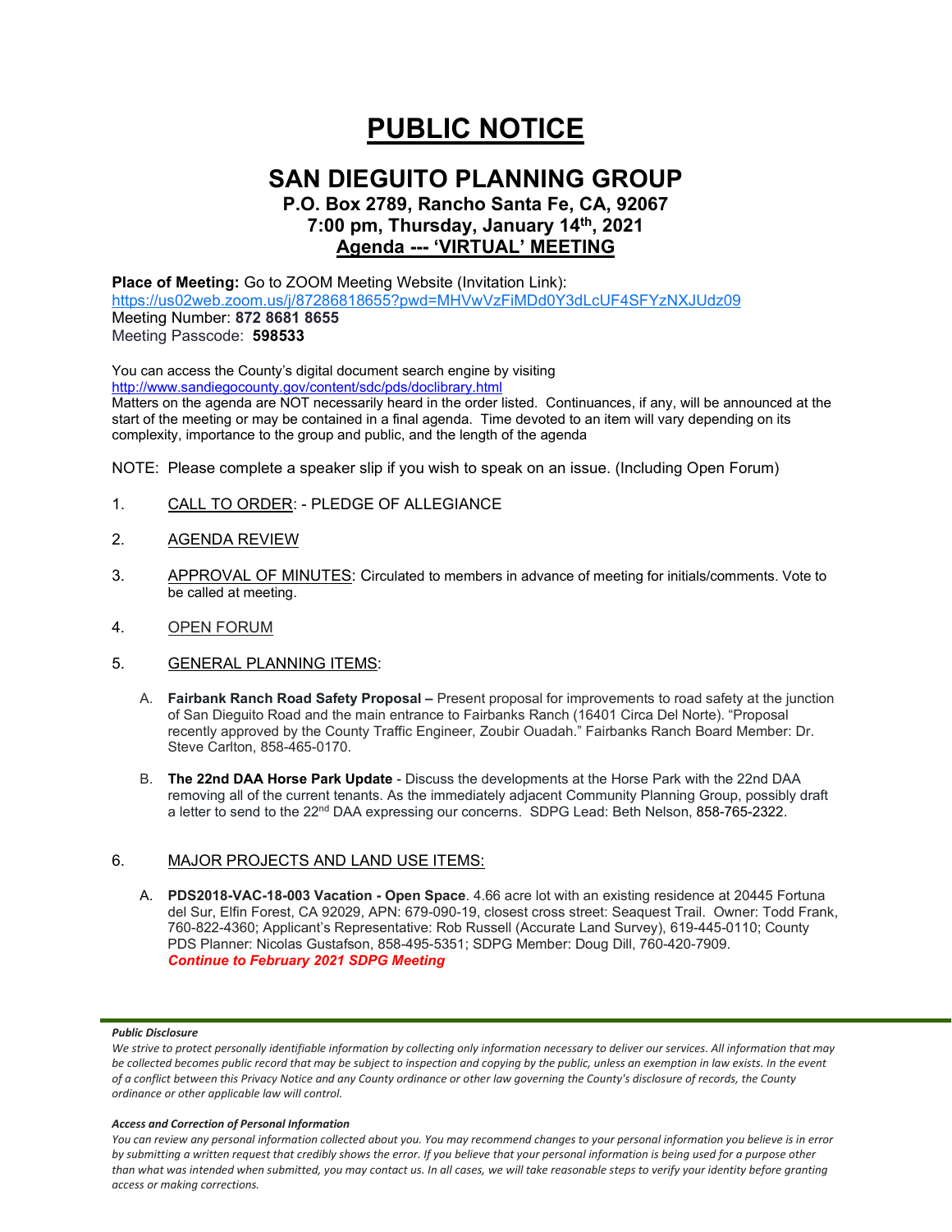# PUBLIC NOTICE

## SAN DIEGUITO PLANNING GROUP

### P.O. Box 2789, Rancho Santa Fe, CA, 92067
### 7:00 pm, Thursday, January 14th, 2021
### Agenda --- 'VIRTUAL' MEETING

**Place of Meeting:** Go to ZOOM Meeting Website (Invitation Link):
https://us02web.zoom.us/j/87286818655?pwd=MHVwVzFiMDd0Y3dLcUF4SFYzNXJUdz09
Meeting Number: **872 8681 8655**
Meeting Passcode: **598533**

You can access the County's digital document search engine by visiting
http://www.sandiegocounty.gov/content/sdc/pds/doclibrary.html
Matters on the agenda are NOT necessarily heard in the order listed. Continuances, if any, will be announced at the start of the meeting or may be contained in a final agenda. Time devoted to an item will vary depending on its complexity, importance to the group and public, and the length of the agenda

NOTE: Please complete a speaker slip if you wish to speak on an issue. (Including Open Forum)

1. CALL TO ORDER: - PLEDGE OF ALLEGIANCE

2. AGENDA REVIEW

3. APPROVAL OF MINUTES: Circulated to members in advance of meeting for initials/comments. Vote to be called at meeting.

4. OPEN FORUM

5. GENERAL PLANNING ITEMS:

   A. **Fairbank Ranch Road Safety Proposal –** Present proposal for improvements to road safety at the junction of San Dieguito Road and the main entrance to Fairbanks Ranch (16401 Circa Del Norte). "Proposal recently approved by the County Traffic Engineer, Zoubir Ouadah." Fairbanks Ranch Board Member: Dr. Steve Carlton, 858-465-0170.

   B. **The 22nd DAA Horse Park Update** - Discuss the developments at the Horse Park with the 22nd DAA removing all of the current tenants. As the immediately adjacent Community Planning Group, possibly draft a letter to send to the 22nd DAA expressing our concerns. SDPG Lead: Beth Nelson, 858-765-2322.

6. MAJOR PROJECTS AND LAND USE ITEMS:

   A. **PDS2018-VAC-18-003 Vacation - Open Space**. 4.66 acre lot with an existing residence at 20445 Fortuna del Sur, Elfin Forest, CA 92029, APN: 679-090-19, closest cross street: Seaquest Trail. Owner: Todd Frank, 760-822-4360; Applicant's Representative: Rob Russell (Accurate Land Survey), 619-445-0110; County PDS Planner: Nicolas Gustafson, 858-495-5351; SDPG Member: Doug Dill, 760-420-7909.
   ***Continue to February 2021 SDPG Meeting***

***Public Disclosure***

*We strive to protect personally identifiable information by collecting only information necessary to deliver our services. All information that may be collected becomes public record that may be subject to inspection and copying by the public, unless an exemption in law exists. In the event of a conflict between this Privacy Notice and any County ordinance or other law governing the County's disclosure of records, the County ordinance or other applicable law will control.*

***Access and Correction of Personal Information***

*You can review any personal information collected about you. You may recommend changes to your personal information you believe is in error by submitting a written request that credibly shows the error. If you believe that your personal information is being used for a purpose other than what was intended when submitted, you may contact us. In all cases, we will take reasonable steps to verify your identity before granting access or making corrections.*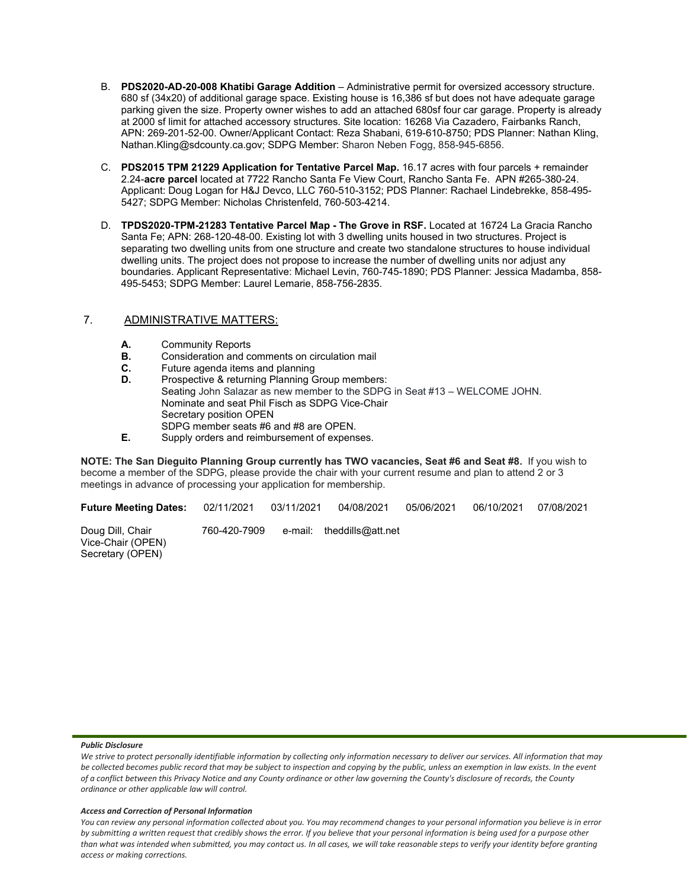B. **PDS2020-AD-20-008 Khatibi Garage Addition** – Administrative permit for oversized accessory structure. 680 sf (34x20) of additional garage space. Existing house is 16,386 sf but does not have adequate garage parking given the size. Property owner wishes to add an attached 680sf four car garage. Property is already at 2000 sf limit for attached accessory structures. Site location: 16268 Via Cazadero, Fairbanks Ranch, APN: 269-201-52-00. Owner/Applicant Contact: Reza Shabani, 619-610-8750; PDS Planner: Nathan Kling, Nathan.Kling@sdcounty.ca.gov; SDPG Member: Sharon Neben Fogg, 858-945-6856.

C. **PDS2015 TPM 21229 Application for Tentative Parcel Map.** 16.17 acres with four parcels + remainder 2.24-**acre parcel** located at 7722 Rancho Santa Fe View Court, Rancho Santa Fe. APN #265-380-24. Applicant: Doug Logan for H&J Devco, LLC 760-510-3152; PDS Planner: Rachael Lindebrekke, 858-495-5427; SDPG Member: Nicholas Christenfeld, 760-503-4214.

D. **TPDS2020-TPM-21283 Tentative Parcel Map - The Grove in RSF.** Located at 16724 La Gracia Rancho Santa Fe; APN: 268-120-48-00. Existing lot with 3 dwelling units housed in two structures. Project is separating two dwelling units from one structure and create two standalone structures to house individual dwelling units. The project does not propose to increase the number of dwelling units nor adjust any boundaries. Applicant Representative: Michael Levin, 760-745-1890; PDS Planner: Jessica Madamba, 858-495-5453; SDPG Member: Laurel Lemarie, 858-756-2835.

## 7. ADMINISTRATIVE MATTERS:

**A.** Community Reports
**B.** Consideration and comments on circulation mail
**C.** Future agenda items and planning
**D.** Prospective & returning Planning Group members:
Seating John Salazar as new member to the SDPG in Seat #13 – WELCOME JOHN.
Nominate and seat Phil Fisch as SDPG Vice-Chair
Secretary position OPEN
SDPG member seats #6 and #8 are OPEN.
**E.** Supply orders and reimbursement of expenses.

**NOTE: The San Dieguito Planning Group currently has TWO vacancies, Seat #6 and Seat #8.** If you wish to become a member of the SDPG, please provide the chair with your current resume and plan to attend 2 or 3 meetings in advance of processing your application for membership.

**Future Meeting Dates:** 02/11/2021 03/11/2021 04/08/2021 05/06/2021 06/10/2021 07/08/2021

Doug Dill, Chair 760-420-7909 e-mail: theddills@att.net
Vice-Chair (OPEN)
Secretary (OPEN)

***Public Disclosure***

*We strive to protect personally identifiable information by collecting only information necessary to deliver our services. All information that may be collected becomes public record that may be subject to inspection and copying by the public, unless an exemption in law exists. In the event of a conflict between this Privacy Notice and any County ordinance or other law governing the County's disclosure of records, the County ordinance or other applicable law will control.*

***Access and Correction of Personal Information***

*You can review any personal information collected about you. You may recommend changes to your personal information you believe is in error by submitting a written request that credibly shows the error. If you believe that your personal information is being used for a purpose other than what was intended when submitted, you may contact us. In all cases, we will take reasonable steps to verify your identity before granting access or making corrections.*